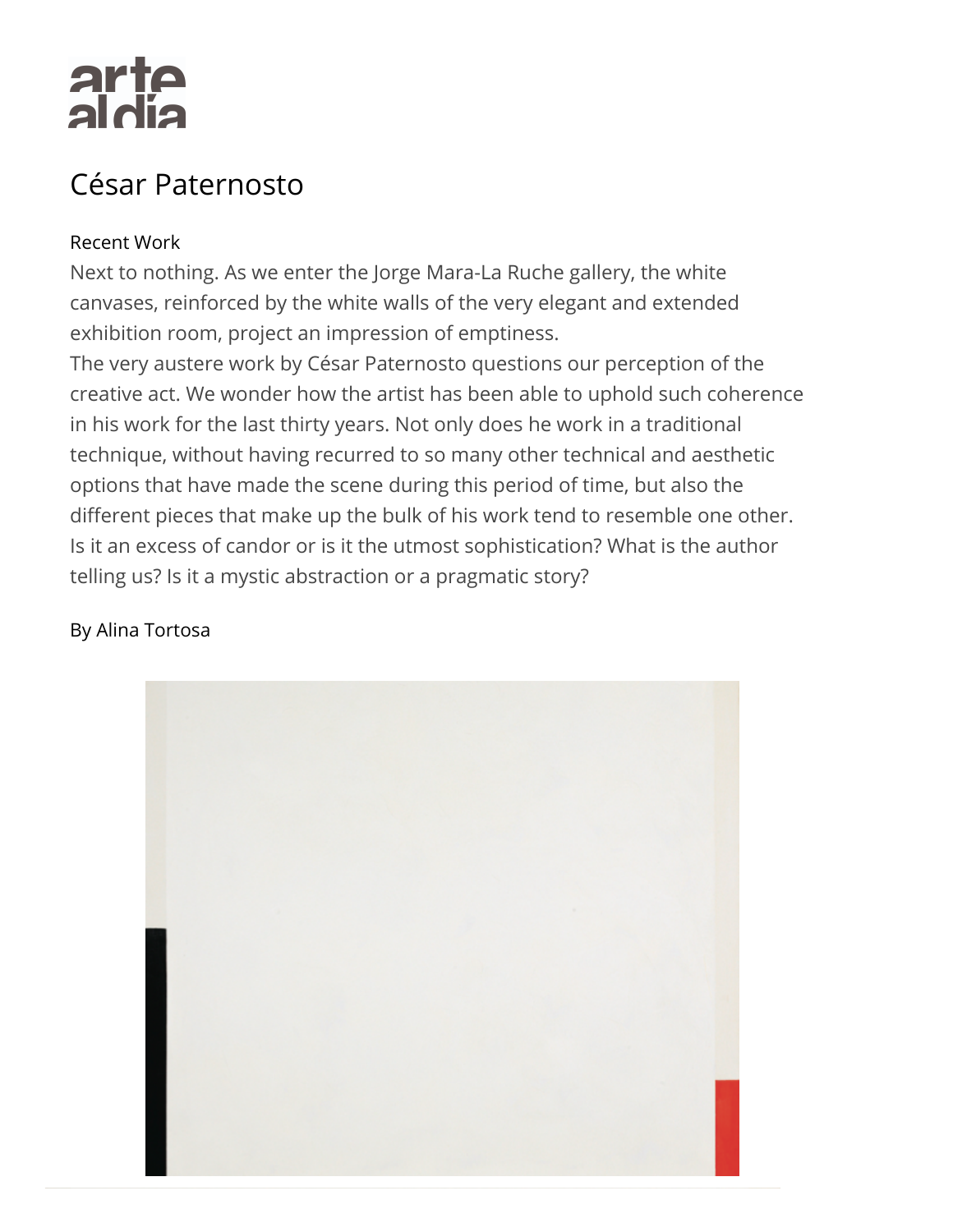# César Paternosto

Recent Work

Next to nothing. As we enter the Jorge Mara-La Ruche gallery, the white canvases, reinforced by the white walls of the very elegant and extended exhibition room, project an impression of emptiness.

The very austere work by César Paternosto questions our perception of the creative act. We wonder how the artist has been able to uphold such coherence in his work for the last thirty years. Not only does he work in a traditional technique, without having recurred to so many other technical and aesthetic options that have made the scene during this period of time, but also the different pieces that make up the bulk of his work tend to resemble one other. Is it an excess of candor or is it the utmost sophistication? What is the author telling us? Is it a mystic abstraction or a pragmatic story?

By Alina Tortosa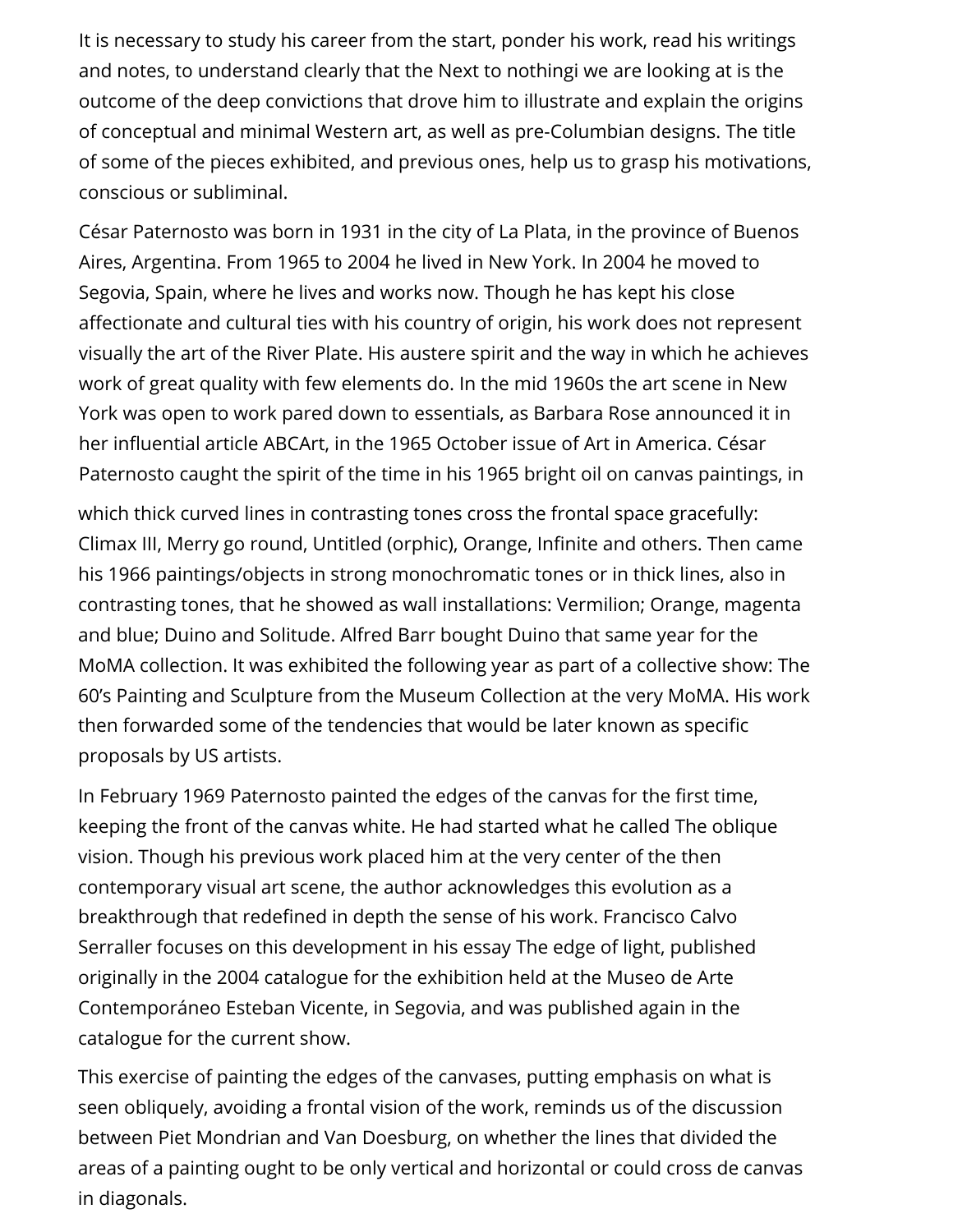It is necessary to study his career from the start, ponder his work, read his writings and notes, to understand clearly that the Next to nothingi we are looking at is the outcome of the deep convictions that drove him to illustrate and explain the origins of conceptual and minimal Western art, as well as pre-Columbian designs. The title of some of the pieces exhibited, and previous ones, help us to grasp his motivations, conscious or subliminal.

César Paternosto was born in 1931 in the city of La Plata, in the province of Buenos Aires, Argentina. From 1965 to 2004 he lived in New York. In 2004 he moved to Segovia, Spain, where he lives and works now. Though he has kept his close affectionate and cultural ties with his country of origin, his work does not represent visually the art of the River Plate. His austere spirit and the way in which he achieves work of great quality with few elements do. In the mid 1960s the art scene in New York was open to work pared down to essentials, as Barbara Rose announced it in her influential article ABCArt, in the 1965 October issue of Art in America. César Paternosto caught the spirit of the time in his 1965 bright oil on canvas paintings, in which thick curved lines in contrasting tones cross the frontal space gracefully: Climax III, Merry go round, Untitled (orphic), Orange, Infinite and others. Then came his 1966 paintings/objects in strong monochromatic tones or in thick lines, also in contrasting tones, that he showed as wall installations: Vermilion; Orange, magenta and blue; Duino and Solitude. Alfred Barr bought Duino that same year for the MoMA collection. It was exhibited the following year as part of a collective show: The 60's Painting and Sculpture from the Museum Collection at the very MoMA. His work then forwarded some of the tendencies that would be later known as specific proposals by US artists.

In February 1969 Paternosto painted the edges of the canvas for the first time, keeping the front of the canvas white. He had started what he called The oblique vision. Though his previous work placed him at the very center of the then contemporary visual art scene, the author acknowledges this evolution as a breakthrough that redefined in depth the sense of his work. Francisco Calvo Serraller focuses on this development in his essay The edge of light, published originally in the 2004 catalogue for the exhibition held at the Museo de Arte Contemporáneo Esteban Vicente, in Segovia, and was published again in the catalogue for the current show.

This exercise of painting the edges of the canvases, putting emphasis on what is seen obliquely, avoiding a frontal vision of the work, reminds us of the discussion between Piet Mondrian and Van Doesburg, on whether the lines that divided the areas of a painting ought to be only vertical and horizontal or could cross de canvas in diagonals.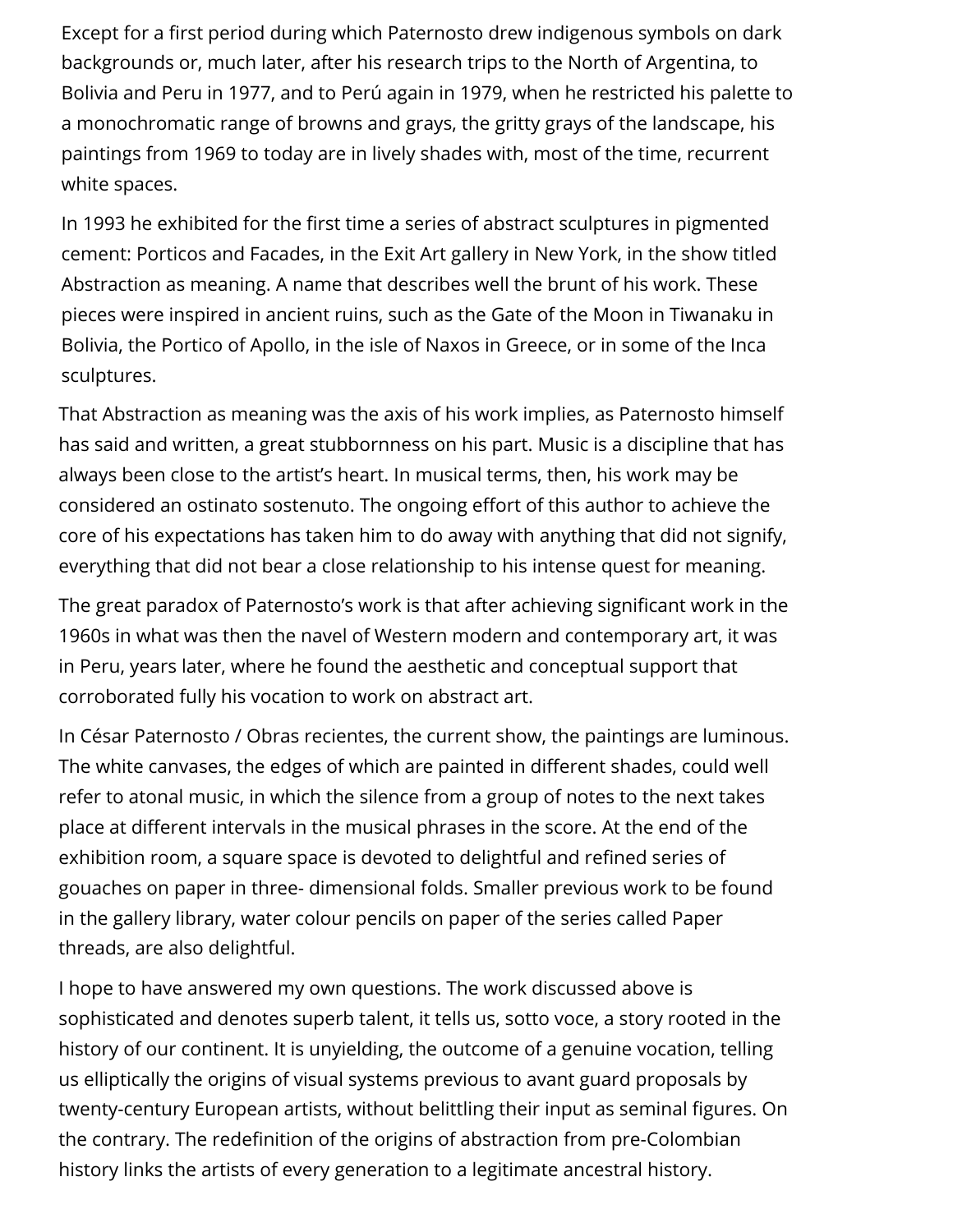Except for a first period during which Paternosto drew indigenous symbols on dark backgrounds or, much later, after his research trips to the North of Argentina, to Bolivia and Peru in 1977, and to Perú again in 1979, when he restricted his palette to a monochromatic range of browns and grays, the gritty grays of the landscape, his paintings from 1969 to today are in lively shades with, most of the time, recurrent white spaces.

In 1993 he exhibited for the first time a series of abstract sculptures in pigmented cement: Porticos and Facades, in the Exit Art gallery in New York, in the show titled Abstraction as meaning. A name that describes well the brunt of his work. These pieces were inspired in ancient ruins, such as the Gate of the Moon in Tiwanaku in Bolivia, the Portico of Apollo, in the isle of Naxos in Greece, or in some of the Inca sculptures.

That Abstraction as meaning was the axis of his work implies, as Paternosto himself has said and written, a great stubbornness on his part. Music is a discipline that has always been close to the artist's heart. In musical terms, then, his work may be considered an ostinato sostenuto. The ongoing effort of this author to achieve the core of his expectations has taken him to do away with anything that did not signify, everything that did not bear a close relationship to his intense quest for meaning.

The great paradox of Paternosto's work is that after achieving significant work in the 1960s in what was then the navel of Western modern and contemporary art, it was in Peru, years later, where he found the aesthetic and conceptual support that corroborated fully his vocation to work on abstract art.

In César Paternosto / Obras recientes, the current show, the paintings are luminous. The white canvases, the edges of which are painted in different shades, could well refer to atonal music, in which the silence from a group of notes to the next takes place at different intervals in the musical phrases in the score. At the end of the exhibition room, a square space is devoted to delightful and refined series of gouaches on paper in three- dimensional folds. Smaller previous work to be found in the gallery library, water colour pencils on paper of the series called Paper threads, are also delightful.

I hope to have answered my own questions. The work discussed above is sophisticated and denotes superb talent, it tells us, sotto voce, a story rooted in the history of our continent. It is unyielding, the outcome of a genuine vocation, telling us elliptically the origins of visual systems previous to avant guard proposals by twenty-century European artists, without belittling their input as seminal figures. On the contrary. The redefinition of the origins of abstraction from pre-Colombian history links the artists of every generation to a legitimate ancestral history.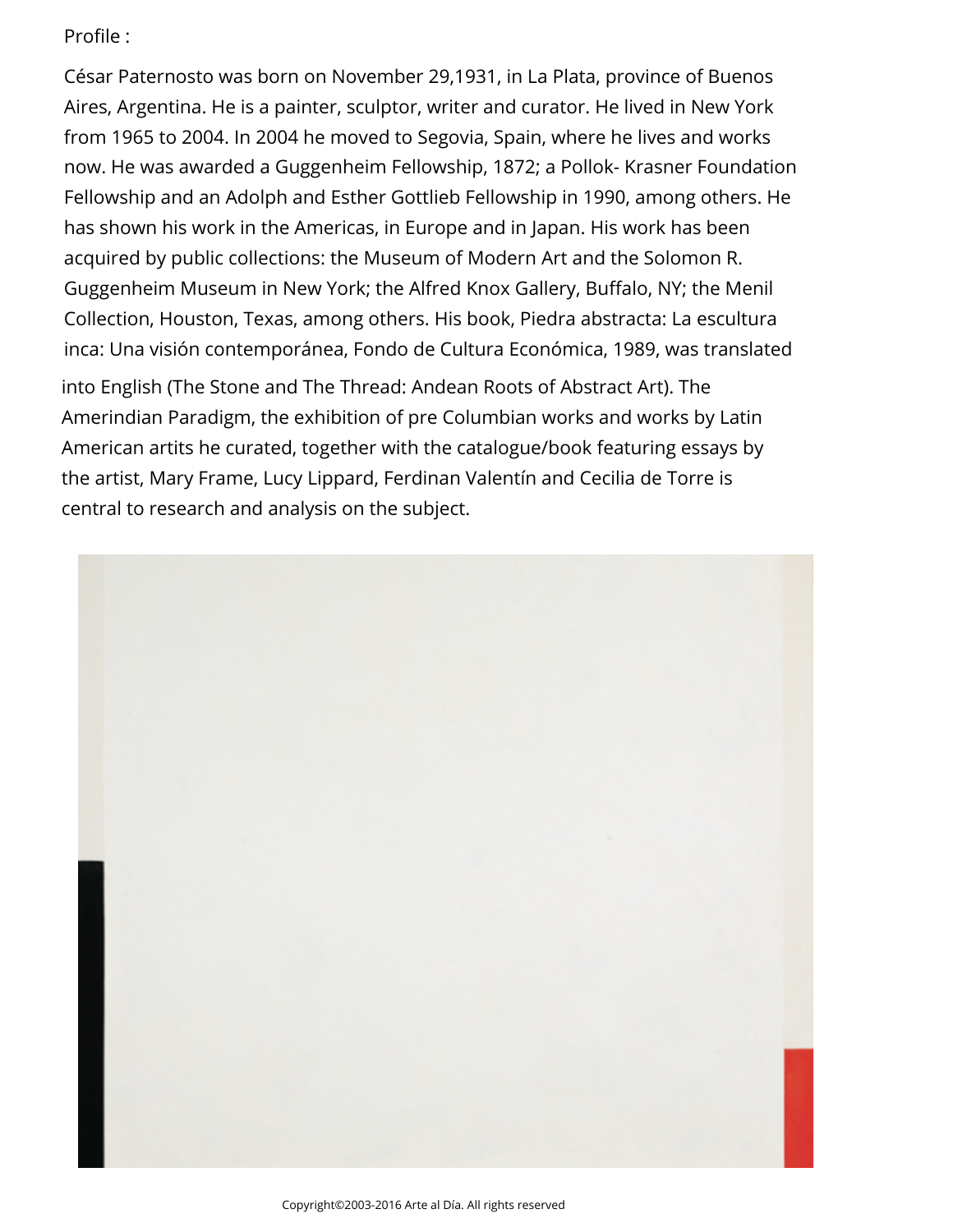Profile :

César Paternosto was born on November 29,1931, in La Plata, province of Buenos Aires, Argentina. He is a painter, sculptor, writer and curator. He lived in New York from 1965 to 2004. In 2004 he moved to Segovia, Spain, where he lives and works now. He was awarded a Guggenheim Fellowship, 1872; a Pollok- Krasner Foundation Fellowship and an Adolph and Esther Gottlieb Fellowship in 1990, among others. He has shown his work in the Americas, in Europe and in Japan. His work has been acquired by public collections: the Museum of Modern Art and the Solomon R. Guggenheim Museum in New York; the Alfred Knox Gallery, Buffalo, NY; the Menil Collection, Houston, Texas, among others. His book, Piedra abstracta: La escultura inca: Una visión contemporánea, Fondo de Cultura Económica, 1989, was translated into English (The Stone and The Thread: Andean Roots of Abstract Art). The Amerindian Paradigm, the exhibition of pre Columbian works and works by Latin American artits he curated, together with the catalogue/book featuring essays by the artist, Mary Frame, Lucy Lippard, Ferdinan Valentín and Cecilia de Torre is central to research and analysis on the subject.

Copyright©2003-2016 Arte al Día. All rights reserved